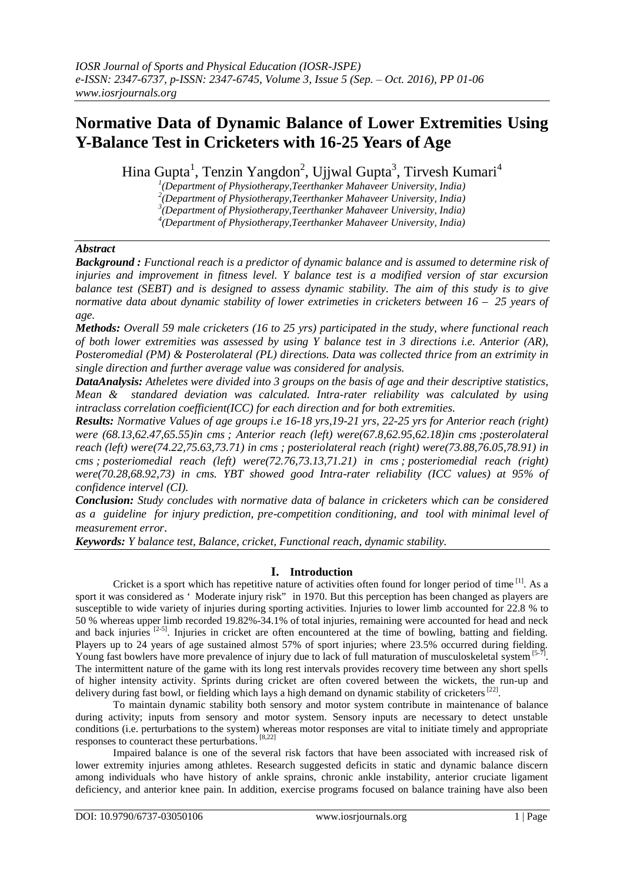# Normative Data of Dynamic Balance of Lower Extremities Using Y-Balance Test in Cricketers with 16-25 Years of Age

Hina Gupta[1], Tenzin Yangdon[2], Ujjwal Gupta[3], Tirvesh Kumari[4]

[1](Department of Physiotherapy,Teerthanker Mahaveer University, India)
[2](Department of Physiotherapy,Teerthanker Mahaveer University, India)
[3](Department of Physiotherapy,Teerthanker Mahaveer University, India)
[4](Department of Physiotherapy,Teerthanker Mahaveer University, India)

## Abstract

***Background :*** *Functional reach is a predictor of dynamic balance and is assumed to determine risk of injuries and improvement in fitness level. Y balance test is a modified version of star excursion balance test (SEBT) and is designed to assess dynamic stability. The aim of this study is to give normative data about dynamic stability of lower extrimeties in cricketers between 16 – 25 years of age.*

***Methods:*** *Overall 59 male cricketers (16 to 25 yrs) participated in the study, where functional reach of both lower extremities was assessed by using Y balance test in 3 directions i.e. Anterior (AR), Posteromedial (PM) & Posterolateral (PL) directions. Data was collected thrice from an extrimity in single direction and further average value was considered for analysis.*

***DataAnalysis:*** *Atheletes were divided into 3 groups on the basis of age and their descriptive statistics, Mean & standared deviation was calculated. Intra-rater reliability was calculated by using intraclass correlation coefficient(ICC) for each direction and for both extremities.*

***Results:*** *Normative Values of age groups i.e 16-18 yrs,19-21 yrs, 22-25 yrs for Anterior reach (right) were (68.13,62.47,65.55)in cms ; Anterior reach (left) were(67.8,62.95,62.18)in cms ;posterolateral reach (left) were(74.22,75.63,73.71) in cms ; posteriolateral reach (right) were(73.88,76.05,78.91) in cms ; posteriomedial reach (left) were(72.76,73.13,71.21) in cms ; posteriomedial reach (right) were(70.28,68.92,73) in cms. YBT showed good Intra-rater reliability (ICC values) at 95% of confidence interval (CI).*

***Conclusion:*** *Study concludes with normative data of balance in cricketers which can be considered as a guideline for injury prediction, pre-competition conditioning, and tool with minimal level of measurement error*.

***Keywords:*** *Y balance test, Balance, cricket, Functional reach, dynamic stability.*

## I. Introduction

Cricket is a sport which has repetitive nature of activities often found for longer period of time [1]. As a sport it was considered as ' Moderate injury risk" in 1970. But this perception has been changed as players are susceptible to wide variety of injuries during sporting activities. Injuries to lower limb accounted for 22.8 % to 50 % whereas upper limb recorded 19.82%-34.1% of total injuries, remaining were accounted for head and neck and back injuries [2-5]. Injuries in cricket are often encountered at the time of bowling, batting and fielding. Players up to 24 years of age sustained almost 57% of sport injuries; where 23.5% occurred during fielding. Young fast bowlers have more prevalence of injury due to lack of full maturation of musculoskeletal system [5-7]. The intermittent nature of the game with its long rest intervals provides recovery time between any short spells of higher intensity activity. Sprints during cricket are often covered between the wickets, the run-up and delivery during fast bowl, or fielding which lays a high demand on dynamic stability of cricketers [22].

To maintain dynamic stability both sensory and motor system contribute in maintenance of balance during activity; inputs from sensory and motor system. Sensory inputs are necessary to detect unstable conditions (i.e. perturbations to the system) whereas motor responses are vital to initiate timely and appropriate responses to counteract these perturbations. [8,22]

Impaired balance is one of the several risk factors that have been associated with increased risk of lower extremity injuries among athletes. Research suggested deficits in static and dynamic balance discern among individuals who have history of ankle sprains, chronic ankle instability, anterior cruciate ligament deficiency, and anterior knee pain. In addition, exercise programs focused on balance training have also been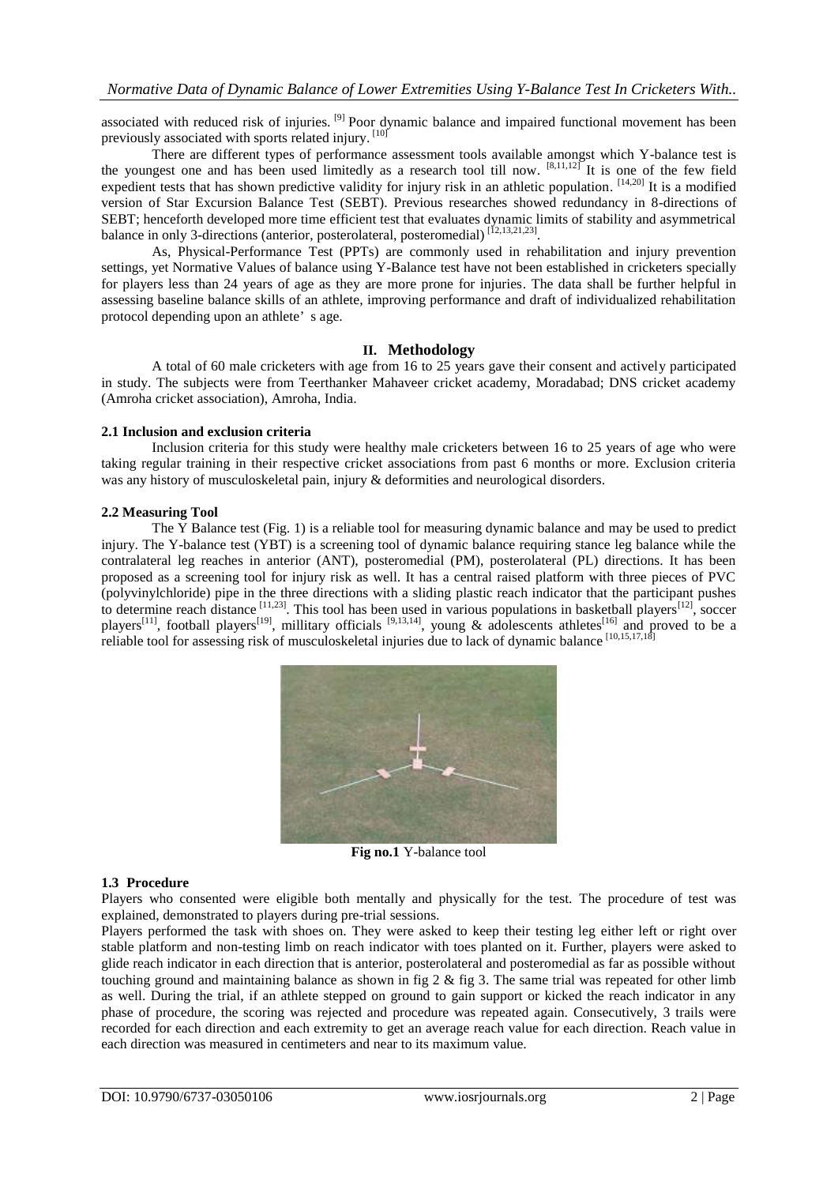associated with reduced risk of injuries. [9] Poor dynamic balance and impaired functional movement has been previously associated with sports related injury. [10]

There are different types of performance assessment tools available amongst which Y-balance test is the youngest one and has been used limitedly as a research tool till now. [8,11,12] It is one of the few field expedient tests that has shown predictive validity for injury risk in an athletic population. [14,20] It is a modified version of Star Excursion Balance Test (SEBT). Previous researches showed redundancy in 8-directions of SEBT; henceforth developed more time efficient test that evaluates dynamic limits of stability and asymmetrical balance in only 3-directions (anterior, posterolateral, posteromedial) [12,13,21,23].

As, Physical-Performance Test (PPTs) are commonly used in rehabilitation and injury prevention settings, yet Normative Values of balance using Y-Balance test have not been established in cricketers specially for players less than 24 years of age as they are more prone for injuries. The data shall be further helpful in assessing baseline balance skills of an athlete, improving performance and draft of individualized rehabilitation protocol depending upon an athlete' s age.

## II. Methodology

A total of 60 male cricketers with age from 16 to 25 years gave their consent and actively participated in study. The subjects were from Teerthanker Mahaveer cricket academy, Moradabad; DNS cricket academy (Amroha cricket association), Amroha, India.

### 2.1 Inclusion and exclusion criteria

Inclusion criteria for this study were healthy male cricketers between 16 to 25 years of age who were taking regular training in their respective cricket associations from past 6 months or more. Exclusion criteria was any history of musculoskeletal pain, injury & deformities and neurological disorders.

### 2.2 Measuring Tool

The Y Balance test (Fig. 1) is a reliable tool for measuring dynamic balance and may be used to predict injury. The Y-balance test (YBT) is a screening tool of dynamic balance requiring stance leg balance while the contralateral leg reaches in anterior (ANT), posteromedial (PM), posterolateral (PL) directions. It has been proposed as a screening tool for injury risk as well. It has a central raised platform with three pieces of PVC (polyvinylchloride) pipe in the three directions with a sliding plastic reach indicator that the participant pushes to determine reach distance [11,23]. This tool has been used in various populations in basketball players[12], soccer players[11], football players[19], millitary officials [9,13,14], young & adolescents athletes[16] and proved to be a reliable tool for assessing risk of musculoskeletal injuries due to lack of dynamic balance [10,15,17,18]

**Fig no.1** Y-balance tool

### 1.3 Procedure

Players who consented were eligible both mentally and physically for the test. The procedure of test was explained, demonstrated to players during pre-trial sessions.

Players performed the task with shoes on. They were asked to keep their testing leg either left or right over stable platform and non-testing limb on reach indicator with toes planted on it. Further, players were asked to glide reach indicator in each direction that is anterior, posterolateral and posteromedial as far as possible without touching ground and maintaining balance as shown in fig 2 & fig 3. The same trial was repeated for other limb as well. During the trial, if an athlete stepped on ground to gain support or kicked the reach indicator in any phase of procedure, the scoring was rejected and procedure was repeated again. Consecutively, 3 trails were recorded for each direction and each extremity to get an average reach value for each direction. Reach value in each direction was measured in centimeters and near to its maximum value.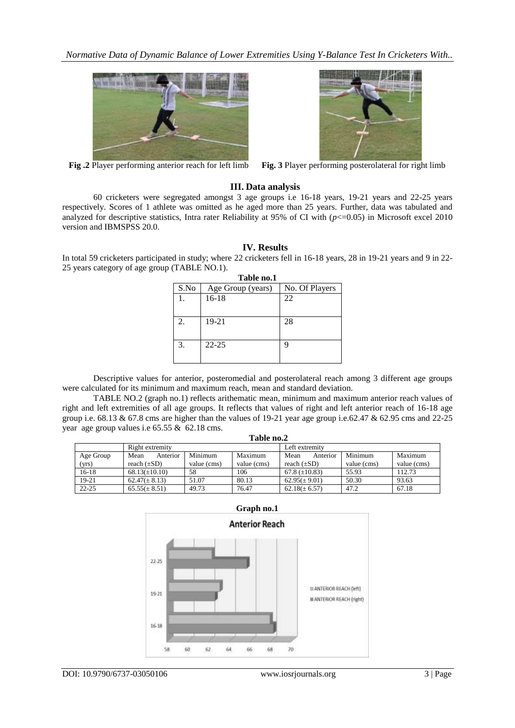**Fig .2** Player performing anterior reach for left limb **Fig. 3** Player performing posterolateral for right limb

## III. Data analysis

60 cricketers were segregated amongst 3 age groups i.e 16-18 years, 19-21 years and 22-25 years respectively. Scores of 1 athlete was omitted as he aged more than 25 years. Further, data was tabulated and analyzed for descriptive statistics, Intra rater Reliability at 95% of CI with ($p$<=0.05) in Microsoft excel 2010 version and IBMSPSS 20.0.

## IV. Results

In total 59 cricketers participated in study; where 22 cricketers fell in 16-18 years, 28 in 19-21 years and 9 in 22-25 years category of age group (TABLE NO.1).

**Table no.1**

| S.No | Age Group (years) | No. Of Players |
|---|---|---|
| 1. | 16-18 | 22 |
| 2. | 19-21 | 28 |
| 3. | 22-25 | 9 |

Descriptive values for anterior, posteromedial and posterolateral reach among 3 different age groups were calculated for its minimum and maximum reach, mean and standard deviation.

TABLE NO.2 (graph no.1) reflects arithematic mean, minimum and maximum anterior reach values of right and left extremities of all age groups. It reflects that values of right and left anterior reach of 16-18 age group i.e. 68.13 & 67.8 cms are higher than the values of 19-21 year age group i.e.62.47 & 62.95 cms and 22-25 year age group values i.e 65.55 & 62.18 cms.

**Table no.2**

| | Right extremity | | | Left extremity | | |
|---|---|---|---|---|---|---|
| Age Group (yrs) | Mean Anterior reach (±SD) | Minimum value (cms) | Maximum value (cms) | Mean Anterior reach (±SD) | Minimum value (cms) | Maximum value (cms) |
| 16-18 | 68.13(±10.10) | 58 | 106 | 67.8 (±10.83) | 55.93 | 112.73 |
| 19-21 | 62.47(± 8.13) | 51.07 | 80.13 | 62.95(± 9.01) | 50.30 | 93.63 |
| 22-25 | 65.55(± 8.51) | 49.73 | 76.47 | 62.18(± 6.57) | 47.2 | 67.18 |

**Graph no.1**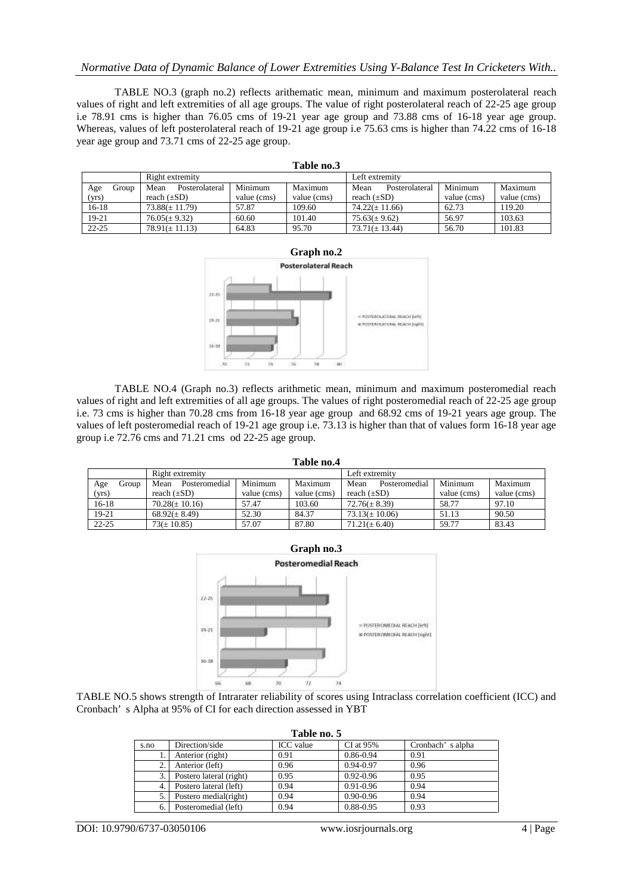TABLE NO.3 (graph no.2) reflects arithematic mean, minimum and maximum posterolateral reach values of right and left extremities of all age groups. The value of right posterolateral reach of 22-25 age group i.e 78.91 cms is higher than 76.05 cms of 19-21 year age group and 73.88 cms of 16-18 year age group. Whereas, values of left posterolateral reach of 19-21 age group i.e 75.63 cms is higher than 74.22 cms of 16-18 year age group and 73.71 cms of 22-25 age group.

**Table no.3**

| | Right extremity | | | Left extremity | | |
|---|---|---|---|---|---|---|
| Age Group (yrs) | Mean Posterolateral reach (±SD) | Minimum value (cms) | Maximum value (cms) | Mean Posterolateral reach (±SD) | Minimum value (cms) | Maximum value (cms) |
| 16-18 | 73.88(± 11.79) | 57.87 | 109.60 | 74.22(± 11.66) | 62.73 | 119.20 |
| 19-21 | 76.05(± 9.32) | 60.60 | 101.40 | 75.63(± 9.62) | 56.97 | 103.63 |
| 22-25 | 78.91(± 11.13) | 64.83 | 95.70 | 73.71(± 13.44) | 56.70 | 101.83 |

**Graph no.2**

TABLE NO.4 (Graph no.3) reflects arithmetic mean, minimum and maximum posteromedial reach values of right and left extremities of all age groups. The values of right posteromedial reach of 22-25 age group i.e. 73 cms is higher than 70.28 cms from 16-18 year age group and 68.92 cms of 19-21 years age group. The values of left posteromedial reach of 19-21 age group i.e. 73.13 is higher than that of values form 16-18 year age group i.e 72.76 cms and 71.21 cms od 22-25 age group.

**Table no.4**

| | Right extremity | | | Left extremity | | |
|---|---|---|---|---|---|---|
| Age Group (yrs) | Mean Posteromedial reach (±SD) | Minimum value (cms) | Maximum value (cms) | Mean Posteromedial reach (±SD) | Minimum value (cms) | Maximum value (cms) |
| 16-18 | 70.28(± 10.16) | 57.47 | 103.60 | 72.76(± 8.39) | 58.77 | 97.10 |
| 19-21 | 68.92(± 8.49) | 52.30 | 84.37 | 73.13(± 10.06) | 51.13 | 90.50 |
| 22-25 | 73(± 10.85) | 57.07 | 87.80 | 71.21(± 6.40) | 59.77 | 83.43 |

**Graph no.3**

TABLE NO.5 shows strength of Intrarater reliability of scores using Intraclass correlation coefficient (ICC) and Cronbach' s Alpha at 95% of CI for each direction assessed in YBT

**Table no. 5**

| s.no | Direction/side | ICC value | CI at 95% | Cronbach' s alpha |
|---|---|---|---|---|
| 1. | Anterior (right) | 0.91 | 0.86-0.94 | 0.91 |
| 2. | Anterior (left) | 0.96 | 0.94-0.97 | 0.96 |
| 3. | Postero lateral (right) | 0.95 | 0.92-0.96 | 0.95 |
| 4. | Postero lateral (left) | 0.94 | 0.91-0.96 | 0.94 |
| 5. | Postero medial(right) | 0.94 | 0.90-0.96 | 0.94 |
| 6. | Posteromedial (left) | 0.94 | 0.88-0.95 | 0.93 |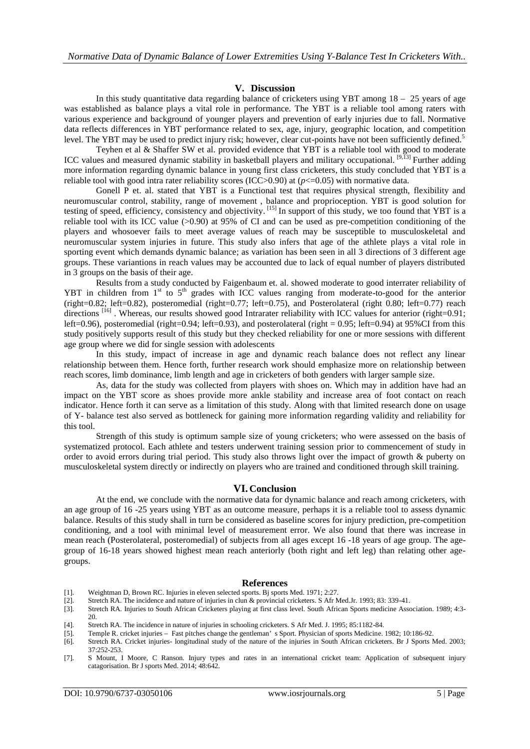## V. Discussion

In this study quantitative data regarding balance of cricketers using YBT among 18 – 25 years of age was established as balance plays a vital role in performance. The YBT is a reliable tool among raters with various experience and background of younger players and prevention of early injuries due to fall. Normative data reflects differences in YBT performance related to sex, age, injury, geographic location, and competition level. The YBT may be used to predict injury risk; however, clear cut-points have not been sufficiently defined.[5]

Teyhen et al & Shaffer SW et al. provided evidence that YBT is a reliable tool with good to moderate ICC values and measured dynamic stability in basketball players and military occupational. [9,13] Further adding more information regarding dynamic balance in young first class cricketers, this study concluded that YBT is a reliable tool with good intra rater reliability scores (ICC>0.90) at ($p$<=0.05) with normative data.

Gonell P et. al. stated that YBT is a Functional test that requires physical strength, flexibility and neuromuscular control, stability, range of movement , balance and proprioception. YBT is good solution for testing of speed, efficiency, consistency and objectivity. [15] In support of this study, we too found that YBT is a reliable tool with its ICC value (>0.90) at 95% of CI and can be used as pre-competition conditioning of the players and whosoever fails to meet average values of reach may be susceptible to musculoskeletal and neuromuscular system injuries in future. This study also infers that age of the athlete plays a vital role in sporting event which demands dynamic balance; as variation has been seen in all 3 directions of 3 different age groups. These variantions in reach values may be accounted due to lack of equal number of players distributed in 3 groups on the basis of their age.

Results from a study conducted by Faigenbaum et. al. showed moderate to good interrater reliability of YBT in children from 1st to 5th grades with ICC values ranging from moderate-to-good for the anterior (right=0.82; left=0.82), posteromedial (right=0.77; left=0.75), and Posterolateral (right 0.80; left=0.77) reach directions [16] . Whereas, our results showed good Intrarater reliability with ICC values for anterior (right=0.91; left=0.96), posteromedial (right=0.94; left=0.93), and posterolateral (right = 0.95; left=0.94) at 95%CI from this study positively supports result of this study but they checked reliability for one or more sessions with different age group where we did for single session with adolescents

In this study, impact of increase in age and dynamic reach balance does not reflect any linear relationship between them. Hence forth, further research work should emphasize more on relationship between reach scores, limb dominance, limb length and age in cricketers of both genders with larger sample size.

As, data for the study was collected from players with shoes on. Which may in addition have had an impact on the YBT score as shoes provide more ankle stability and increase area of foot contact on reach indicator. Hence forth it can serve as a limitation of this study. Along with that limited research done on usage of Y- balance test also served as bottleneck for gaining more information regarding validity and reliability for this tool.

Strength of this study is optimum sample size of young cricketers; who were assessed on the basis of systematized protocol. Each athlete and testers underwent training session prior to commencement of study in order to avoid errors during trial period. This study also throws light over the impact of growth & puberty on musculoskeletal system directly or indirectly on players who are trained and conditioned through skill training.

## VI. Conclusion

At the end, we conclude with the normative data for dynamic balance and reach among cricketers, with an age group of 16 -25 years using YBT as an outcome measure, perhaps it is a reliable tool to assess dynamic balance. Results of this study shall in turn be considered as baseline scores for injury prediction, pre-competition conditioning, and a tool with minimal level of measurement error. We also found that there was increase in mean reach (Posterolateral, posteromedial) of subjects from all ages except 16 -18 years of age group. The age-group of 16-18 years showed highest mean reach anteriorly (both right and left leg) than relating other age-groups.

## References

[1]. Weightman D, Brown RC. Injuries in eleven selected sports. Bj sports Med. 1971; 2:27.

[2]. Stretch RA. The incidence and nature of injuries in clun & provincial cricketers. S Afr Med.Jr. 1993; 83: 339-41.

[3]. Stretch RA. Injuries to South African Cricketers playing at first class level. South African Sports medicine Association. 1989; 4:3-20.

[4]. Stretch RA. The incidence in nature of injuries in schooling cricketers. S Afr Med. J. 1995; 85:1182-84.

[5]. Temple R. cricket injuries – Fast pitches change the gentleman' s Sport. Physician of sports Medicine. 1982; 10:186-92.

[6]. Stretch RA. Cricket injuries- longitudinal study of the nature of the injuries in South African cricketers. Br J Sports Med. 2003; 37:252-253.

[7]. S Mount, I Moore, C Ranson. Injury types and rates in an international cricket team: Application of subsequent injury catagorisation. Br J sports Med. 2014; 48:642.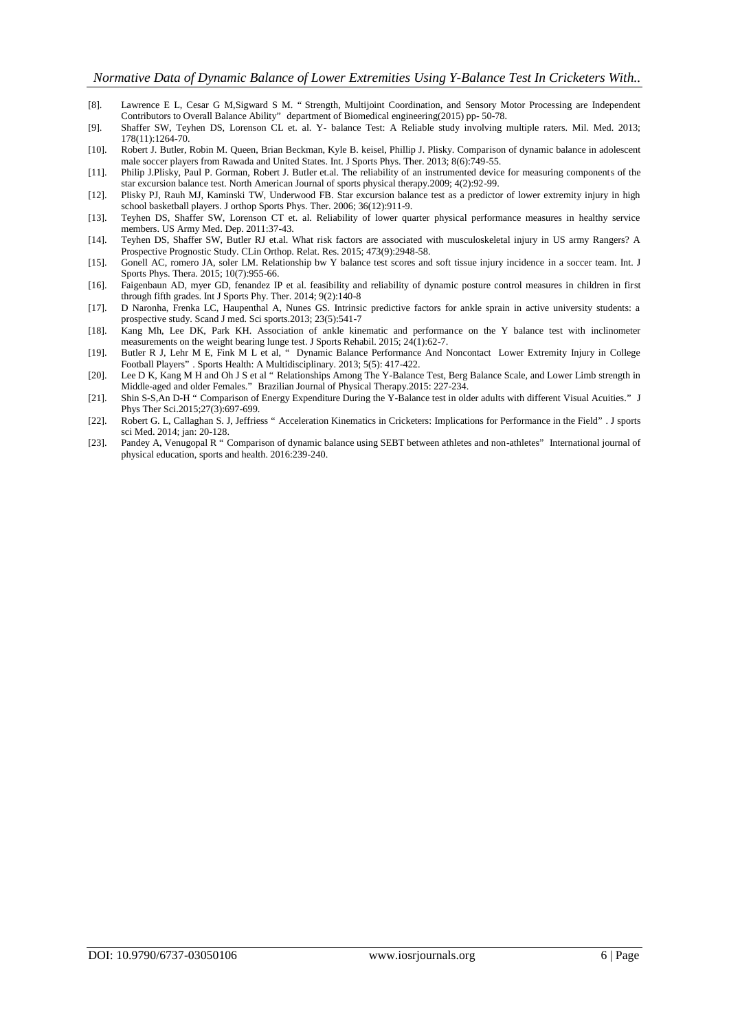[8]. Lawrence E L, Cesar G M,Sigward S M. " Strength, Multijoint Coordination, and Sensory Motor Processing are Independent Contributors to Overall Balance Ability" department of Biomedical engineering(2015) pp- 50-78.

[9]. Shaffer SW, Teyhen DS, Lorenson CL et. al. Y- balance Test: A Reliable study involving multiple raters. Mil. Med. 2013; 178(11):1264-70.

[10]. Robert J. Butler, Robin M. Queen, Brian Beckman, Kyle B. keisel, Phillip J. Plisky. Comparison of dynamic balance in adolescent male soccer players from Rawada and United States. Int. J Sports Phys. Ther. 2013; 8(6):749-55.

[11]. Philip J.Plisky, Paul P. Gorman, Robert J. Butler et.al. The reliability of an instrumented device for measuring components of the star excursion balance test. North American Journal of sports physical therapy.2009; 4(2):92-99.

[12]. Plisky PJ, Rauh MJ, Kaminski TW, Underwood FB. Star excursion balance test as a predictor of lower extremity injury in high school basketball players. J orthop Sports Phys. Ther. 2006; 36(12):911-9.

[13]. Teyhen DS, Shaffer SW, Lorenson CT et. al. Reliability of lower quarter physical performance measures in healthy service members. US Army Med. Dep. 2011:37-43.

[14]. Teyhen DS, Shaffer SW, Butler RJ et.al. What risk factors are associated with musculoskeletal injury in US army Rangers? A Prospective Prognostic Study. CLin Orthop. Relat. Res. 2015; 473(9):2948-58.

[15]. Gonell AC, romero JA, soler LM. Relationship bw Y balance test scores and soft tissue injury incidence in a soccer team. Int. J Sports Phys. Thera. 2015; 10(7):955-66.

[16]. Faigenbaun AD, myer GD, fenandez IP et al. feasibility and reliability of dynamic posture control measures in children in first through fifth grades. Int J Sports Phy. Ther. 2014; 9(2):140-8

[17]. D Naronha, Frenka LC, Haupenthal A, Nunes GS. Intrinsic predictive factors for ankle sprain in active university students: a prospective study. Scand J med. Sci sports.2013; 23(5):541-7

[18]. Kang Mh, Lee DK, Park KH. Association of ankle kinematic and performance on the Y balance test with inclinometer measurements on the weight bearing lunge test. J Sports Rehabil. 2015; 24(1):62-7.

[19]. Butler R J, Lehr M E, Fink M L et al, " Dynamic Balance Performance And Noncontact Lower Extremity Injury in College Football Players" . Sports Health: A Multidisciplinary. 2013; 5(5): 417-422.

[20]. Lee D K, Kang M H and Oh J S et al " Relationships Among The Y-Balance Test, Berg Balance Scale, and Lower Limb strength in Middle-aged and older Females." Brazilian Journal of Physical Therapy.2015: 227-234.

[21]. Shin S-S,An D-H " Comparison of Energy Expenditure During the Y-Balance test in older adults with different Visual Acuities." J Phys Ther Sci.2015;27(3):697-699.

[22]. Robert G. L, Callaghan S. J, Jeffriess " Acceleration Kinematics in Cricketers: Implications for Performance in the Field" . J sports sci Med. 2014; jan: 20-128.

[23]. Pandey A, Venugopal R " Comparison of dynamic balance using SEBT between athletes and non-athletes" International journal of physical education, sports and health. 2016:239-240.